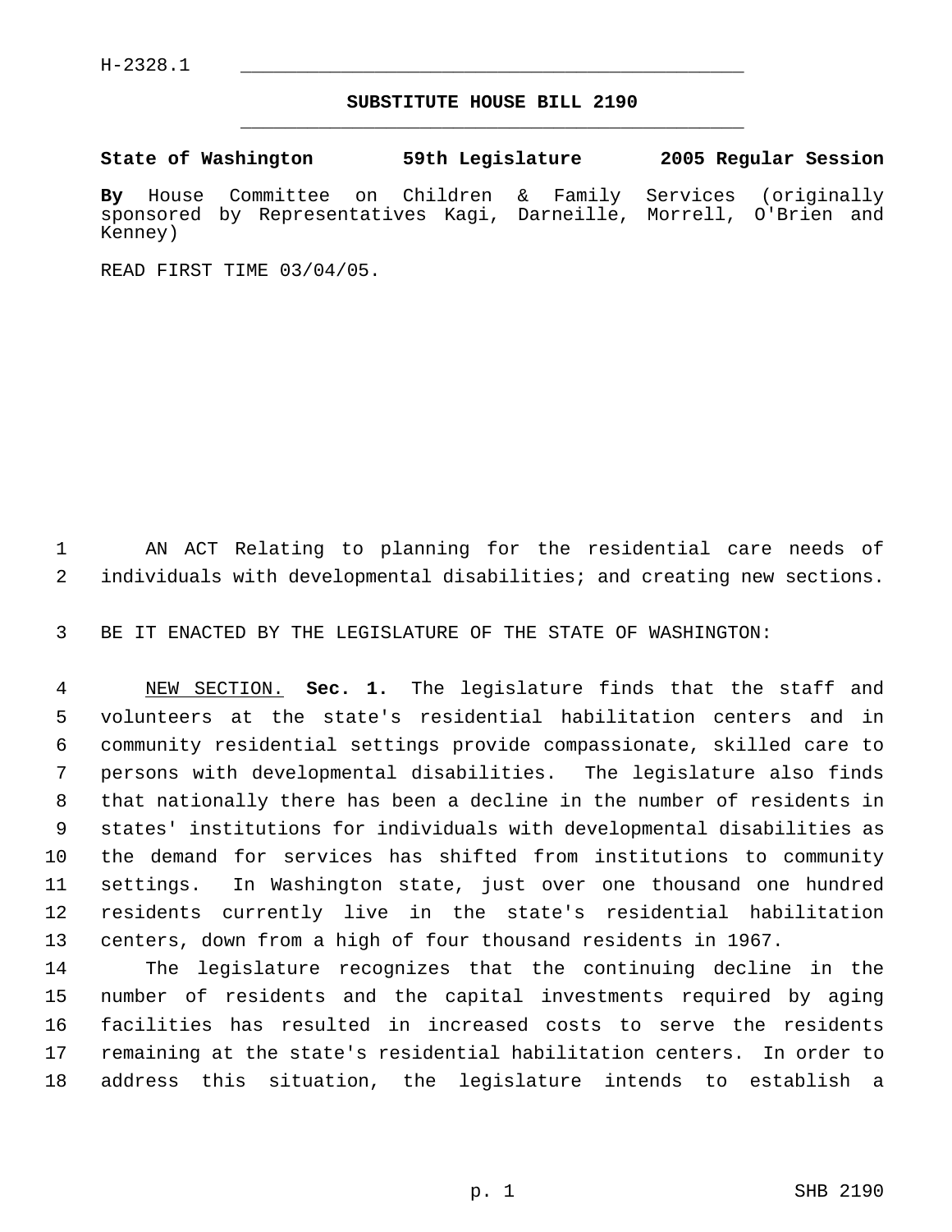H-2328.1

# SUBSTITUTE HOUSE BILL 2190

**State of Washington 59th Legislature 2005 Regular Session**

**By** House Committee on Children & Family Services (originally sponsored by Representatives Kagi, Darneille, Morrell, O'Brien and Kenney)

READ FIRST TIME 03/04/05.

AN ACT Relating to planning for the residential care needs of individuals with developmental disabilities; and creating new sections.

BE IT ENACTED BY THE LEGISLATURE OF THE STATE OF WASHINGTON:

NEW SECTION. **Sec. 1.** The legislature finds that the staff and volunteers at the state's residential habilitation centers and in community residential settings provide compassionate, skilled care to persons with developmental disabilities. The legislature also finds that nationally there has been a decline in the number of residents in states' institutions for individuals with developmental disabilities as the demand for services has shifted from institutions to community settings. In Washington state, just over one thousand one hundred residents currently live in the state's residential habilitation centers, down from a high of four thousand residents in 1967.

The legislature recognizes that the continuing decline in the number of residents and the capital investments required by aging facilities has resulted in increased costs to serve the residents remaining at the state's residential habilitation centers. In order to address this situation, the legislature intends to establish a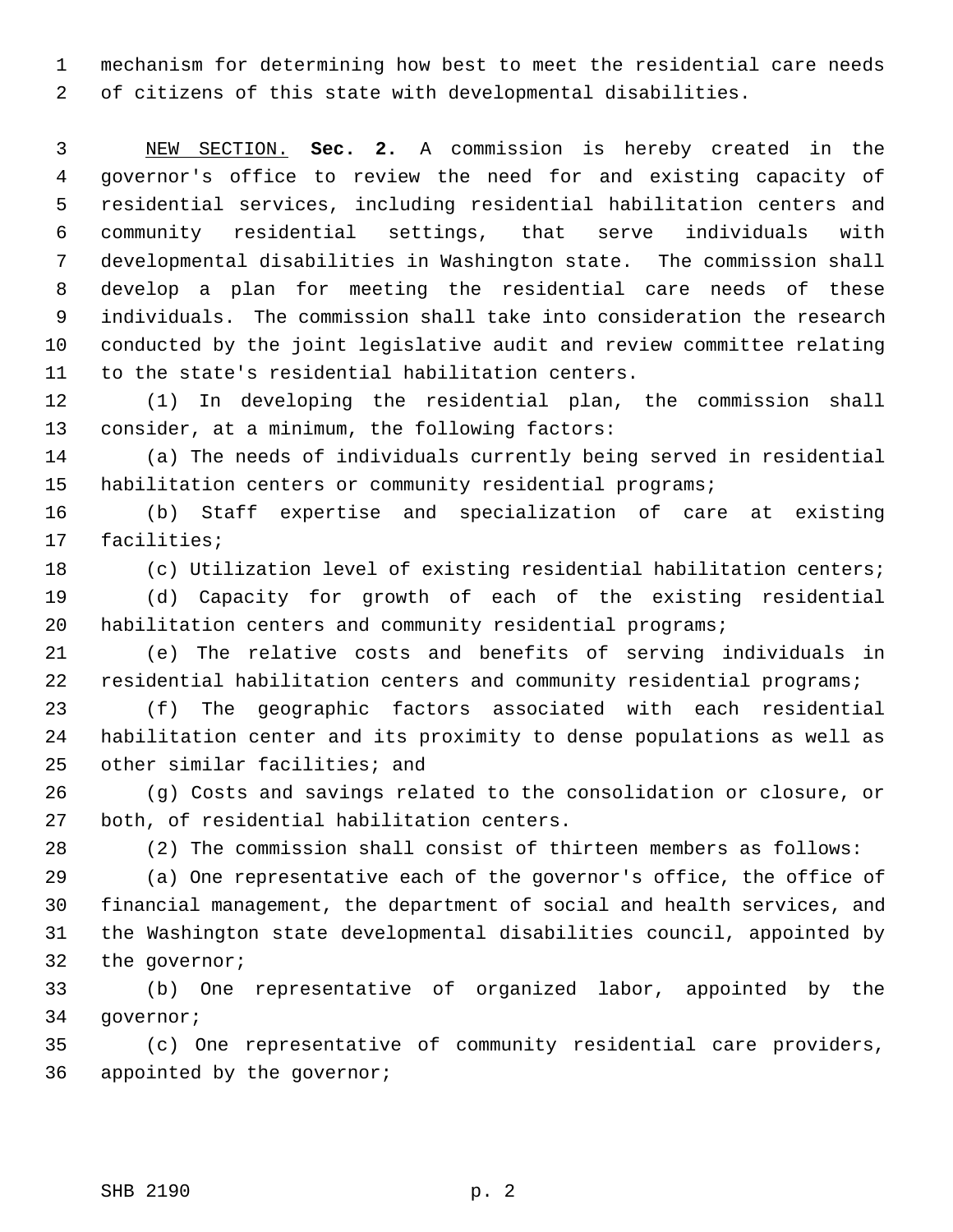mechanism for determining how best to meet the residential care needs of citizens of this state with developmental disabilities.

NEW SECTION. **Sec. 2.** A commission is hereby created in the governor's office to review the need for and existing capacity of residential services, including residential habilitation centers and community residential settings, that serve individuals with developmental disabilities in Washington state. The commission shall develop a plan for meeting the residential care needs of these individuals. The commission shall take into consideration the research conducted by the joint legislative audit and review committee relating to the state's residential habilitation centers.

(1) In developing the residential plan, the commission shall consider, at a minimum, the following factors:

(a) The needs of individuals currently being served in residential habilitation centers or community residential programs;

(b) Staff expertise and specialization of care at existing facilities;

(c) Utilization level of existing residential habilitation centers;

(d) Capacity for growth of each of the existing residential habilitation centers and community residential programs;

(e) The relative costs and benefits of serving individuals in residential habilitation centers and community residential programs;

(f) The geographic factors associated with each residential habilitation center and its proximity to dense populations as well as other similar facilities; and

(g) Costs and savings related to the consolidation or closure, or both, of residential habilitation centers.

(2) The commission shall consist of thirteen members as follows:

(a) One representative each of the governor's office, the office of financial management, the department of social and health services, and the Washington state developmental disabilities council, appointed by the governor;

(b) One representative of organized labor, appointed by the governor;

(c) One representative of community residential care providers, appointed by the governor;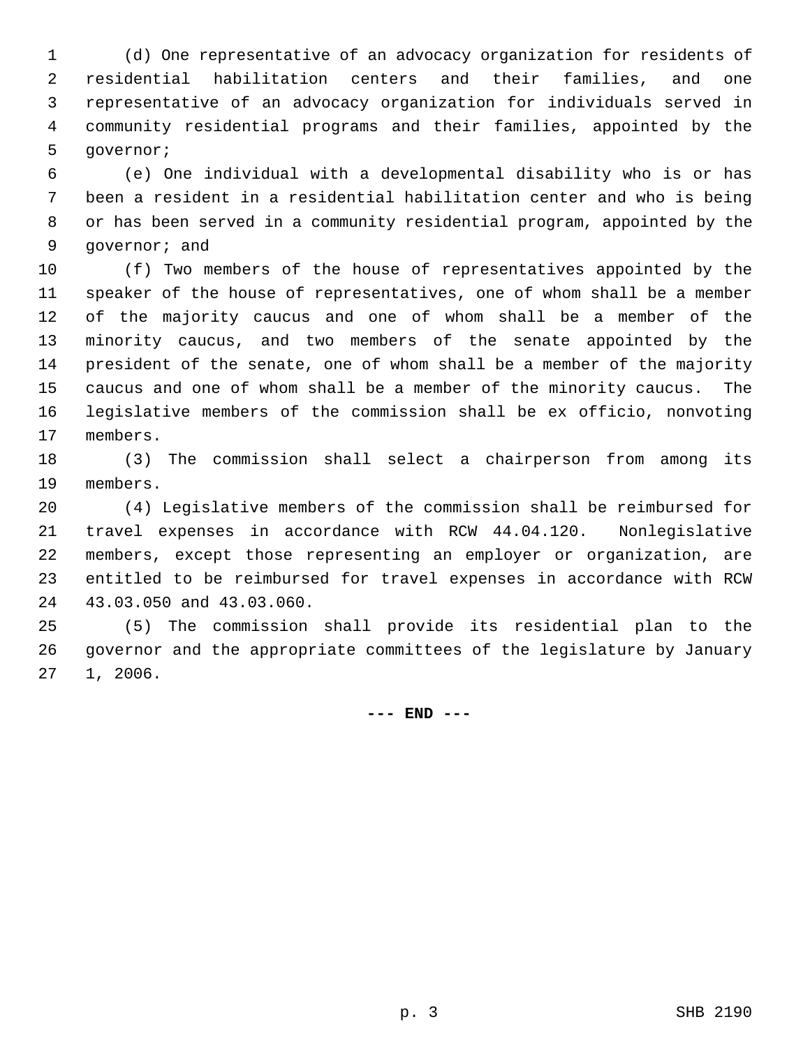(d) One representative of an advocacy organization for residents of residential habilitation centers and their families, and one representative of an advocacy organization for individuals served in community residential programs and their families, appointed by the governor;

(e) One individual with a developmental disability who is or has been a resident in a residential habilitation center and who is being or has been served in a community residential program, appointed by the governor; and

(f) Two members of the house of representatives appointed by the speaker of the house of representatives, one of whom shall be a member of the majority caucus and one of whom shall be a member of the minority caucus, and two members of the senate appointed by the president of the senate, one of whom shall be a member of the majority caucus and one of whom shall be a member of the minority caucus. The legislative members of the commission shall be ex officio, nonvoting members.

(3) The commission shall select a chairperson from among its members.

(4) Legislative members of the commission shall be reimbursed for travel expenses in accordance with RCW 44.04.120. Nonlegislative members, except those representing an employer or organization, are entitled to be reimbursed for travel expenses in accordance with RCW 43.03.050 and 43.03.060.

(5) The commission shall provide its residential plan to the governor and the appropriate committees of the legislature by January 1, 2006.

**--- END ---**